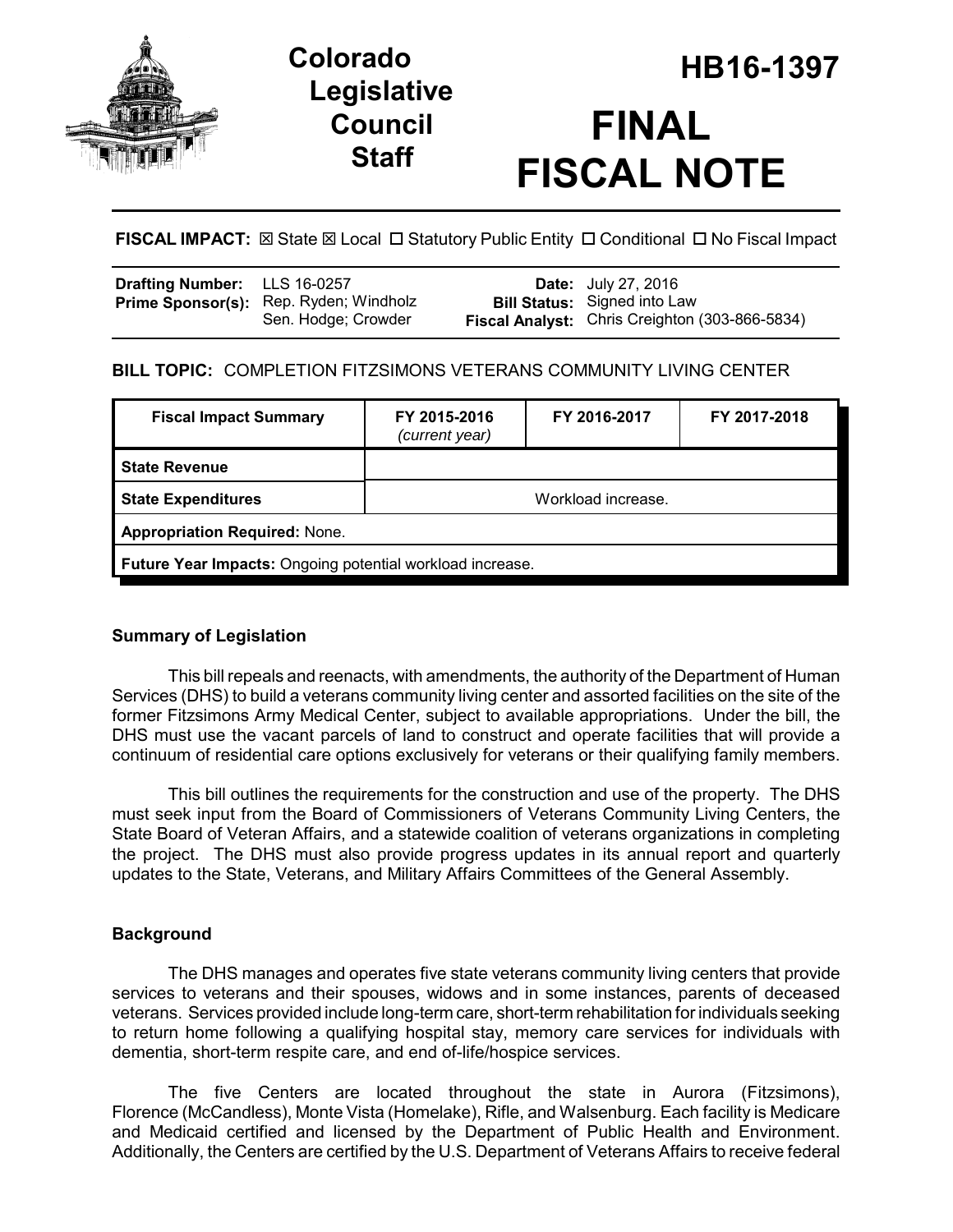# Colorado Legislative Council Staff

# HB16-1397

# FINAL FISCAL NOTE

**FISCAL IMPACT:** ☒ State ☒ Local ☐ Statutory Public Entity ☐ Conditional ☐ No Fiscal Impact

| | | | |
|---|---|---|---|
| **Drafting Number:** | LLS 16-0257 | **Date:** | July 27, 2016 |
| **Prime Sponsor(s):** | Rep. Ryden; Windholz<br>Sen. Hodge; Crowder | **Bill Status:** | Signed into Law |
| | | **Fiscal Analyst:** | Chris Creighton (303-866-5834) |

**BILL TOPIC:** COMPLETION FITZSIMONS VETERANS COMMUNITY LIVING CENTER

| Fiscal Impact Summary | FY 2015-2016 *(current year)* | FY 2016-2017 | FY 2017-2018 |
|---|---|---|---|
| **State Revenue** | | | |
| **State Expenditures** | | Workload increase. | |
| **Appropriation Required:** None. | | | |
| **Future Year Impacts:** Ongoing potential workload increase. | | | |

### Summary of Legislation

This bill repeals and reenacts, with amendments, the authority of the Department of Human Services (DHS) to build a veterans community living center and assorted facilities on the site of the former Fitzsimons Army Medical Center, subject to available appropriations. Under the bill, the DHS must use the vacant parcels of land to construct and operate facilities that will provide a continuum of residential care options exclusively for veterans or their qualifying family members.

This bill outlines the requirements for the construction and use of the property. The DHS must seek input from the Board of Commissioners of Veterans Community Living Centers, the State Board of Veteran Affairs, and a statewide coalition of veterans organizations in completing the project. The DHS must also provide progress updates in its annual report and quarterly updates to the State, Veterans, and Military Affairs Committees of the General Assembly.

### Background

The DHS manages and operates five state veterans community living centers that provide services to veterans and their spouses, widows and in some instances, parents of deceased veterans. Services provided include long-term care, short-term rehabilitation for individuals seeking to return home following a qualifying hospital stay, memory care services for individuals with dementia, short-term respite care, and end of-life/hospice services.

The five Centers are located throughout the state in Aurora (Fitzsimons), Florence (McCandless), Monte Vista (Homelake), Rifle, and Walsenburg. Each facility is Medicare and Medicaid certified and licensed by the Department of Public Health and Environment. Additionally, the Centers are certified by the U.S. Department of Veterans Affairs to receive federal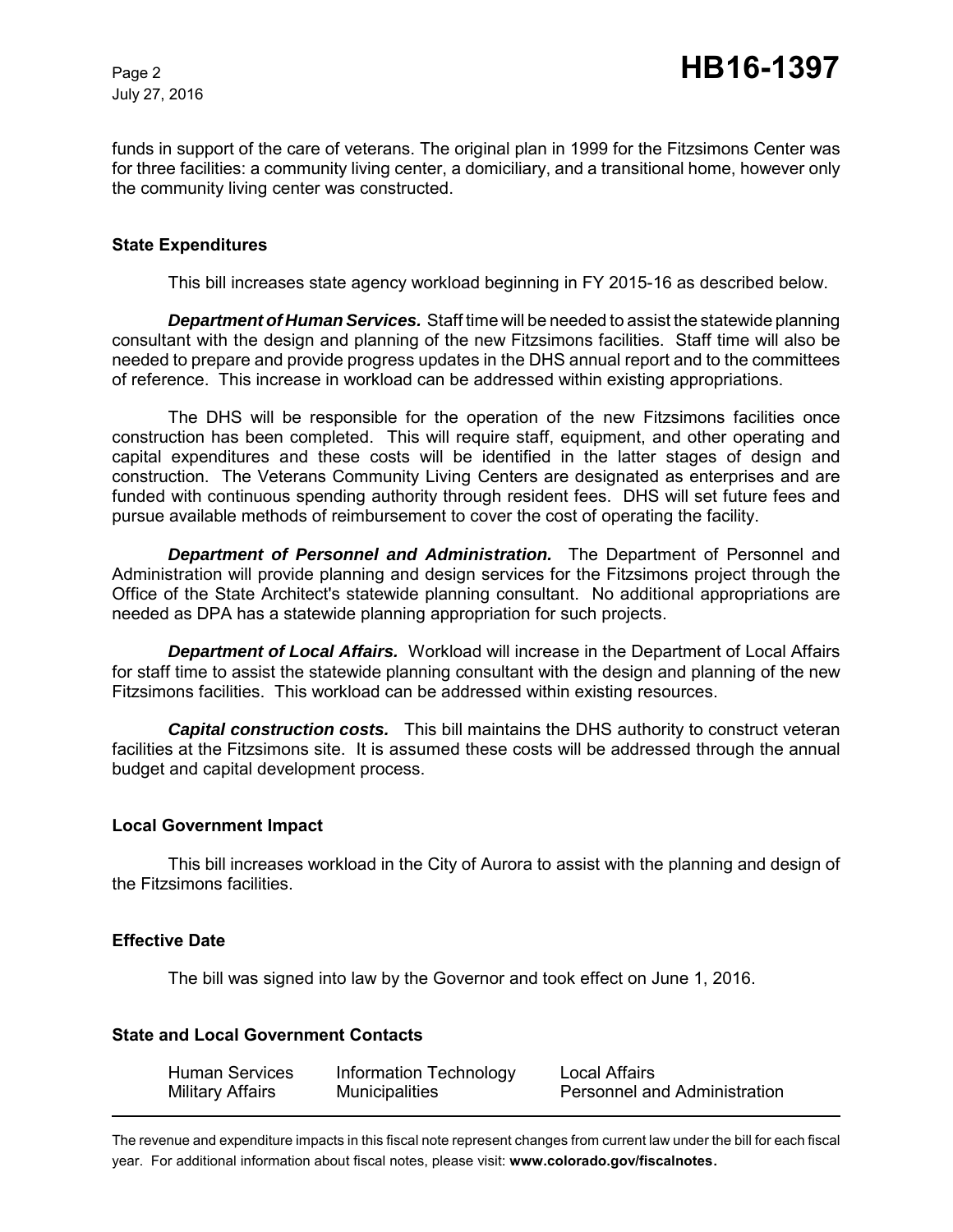funds in support of the care of veterans. The original plan in 1999 for the Fitzsimons Center was for three facilities: a community living center, a domiciliary, and a transitional home, however only the community living center was constructed.

### State Expenditures

This bill increases state agency workload beginning in FY 2015-16 as described below.

***Department of Human Services.*** Staff time will be needed to assist the statewide planning consultant with the design and planning of the new Fitzsimons facilities. Staff time will also be needed to prepare and provide progress updates in the DHS annual report and to the committees of reference. This increase in workload can be addressed within existing appropriations.

The DHS will be responsible for the operation of the new Fitzsimons facilities once construction has been completed. This will require staff, equipment, and other operating and capital expenditures and these costs will be identified in the latter stages of design and construction. The Veterans Community Living Centers are designated as enterprises and are funded with continuous spending authority through resident fees. DHS will set future fees and pursue available methods of reimbursement to cover the cost of operating the facility.

***Department of Personnel and Administration.*** The Department of Personnel and Administration will provide planning and design services for the Fitzsimons project through the Office of the State Architect's statewide planning consultant. No additional appropriations are needed as DPA has a statewide planning appropriation for such projects.

***Department of Local Affairs.*** Workload will increase in the Department of Local Affairs for staff time to assist the statewide planning consultant with the design and planning of the new Fitzsimons facilities. This workload can be addressed within existing resources.

***Capital construction costs.*** This bill maintains the DHS authority to construct veteran facilities at the Fitzsimons site. It is assumed these costs will be addressed through the annual budget and capital development process.

### Local Government Impact

This bill increases workload in the City of Aurora to assist with the planning and design of the Fitzsimons facilities.

### Effective Date

The bill was signed into law by the Governor and took effect on June 1, 2016.

### State and Local Government Contacts

| | | |
|---|---|---|
| Human Services | Information Technology | Local Affairs |
| Military Affairs | Municipalities | Personnel and Administration |

The revenue and expenditure impacts in this fiscal note represent changes from current law under the bill for each fiscal year. For additional information about fiscal notes, please visit: **www.colorado.gov/fiscalnotes.**